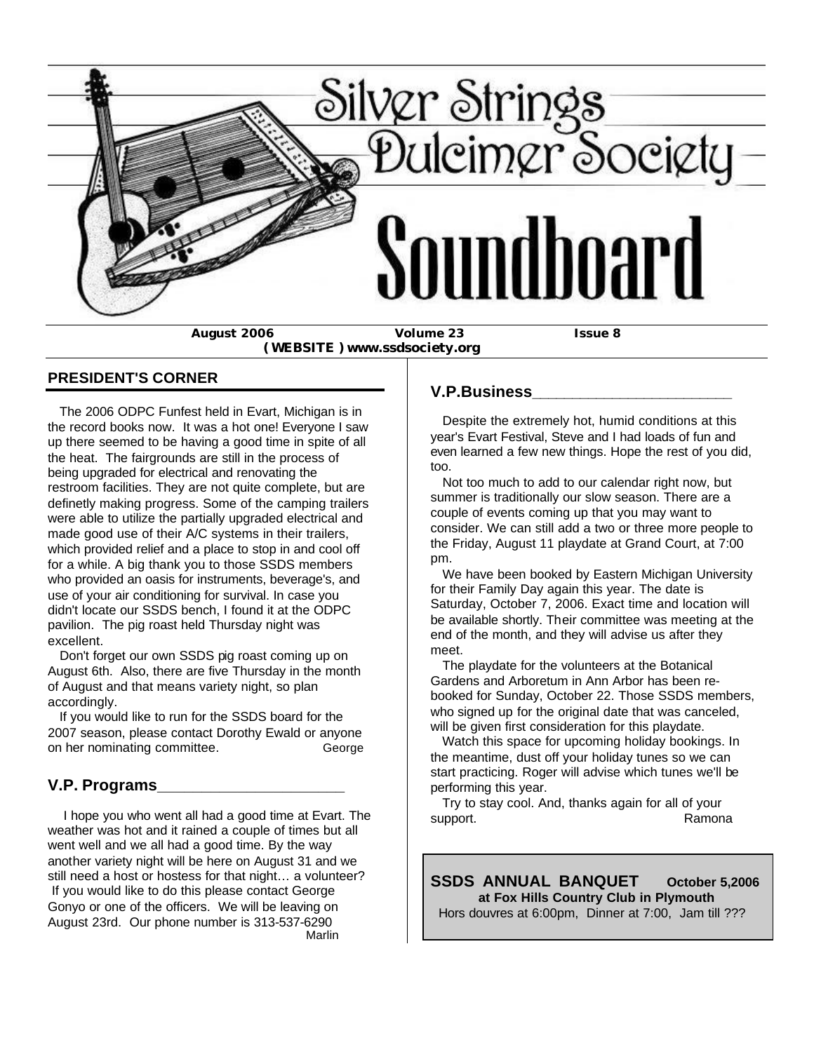# Silver Strings Dulcimer Society

# Soundboard

**August 2006** **Volume 23** **Issue 8**

**( WEBSITE ) www.ssdsociety.org**

## PRESIDENT'S CORNER

The 2006 ODPC Funfest held in Evart, Michigan is in the record books now. It was a hot one! Everyone I saw up there seemed to be having a good time in spite of all the heat. The fairgrounds are still in the process of being upgraded for electrical and renovating the restroom facilities. They are not quite complete, but are definetly making progress. Some of the camping trailers were able to utilize the partially upgraded electrical and made good use of their A/C systems in their trailers, which provided relief and a place to stop in and cool off for a while. A big thank you to those SSDS members who provided an oasis for instruments, beverage's, and use of your air conditioning for survival. In case you didn't locate our SSDS bench, I found it at the ODPC pavilion. The pig roast held Thursday night was excellent.

Don't forget our own SSDS pig roast coming up on August 6th. Also, there are five Thursday in the month of August and that means variety night, so plan accordingly.

If you would like to run for the SSDS board for the 2007 season, please contact Dorothy Ewald or anyone on her nominating committee.

George

## V.P. Programs

I hope you who went all had a good time at Evart. The weather was hot and it rained a couple of times but all went well and we all had a good time. By the way another variety night will be here on August 31 and we still need a host or hostess for that night… a volunteer? If you would like to do this please contact George Gonyo or one of the officers. We will be leaving on August 23rd. Our phone number is 313-537-6290

Marlin

## V.P.Business

Despite the extremely hot, humid conditions at this year's Evart Festival, Steve and I had loads of fun and even learned a few new things. Hope the rest of you did, too.

Not too much to add to our calendar right now, but summer is traditionally our slow season. There are a couple of events coming up that you may want to consider. We can still add a two or three more people to the Friday, August 11 playdate at Grand Court, at 7:00 pm.

We have been booked by Eastern Michigan University for their Family Day again this year. The date is Saturday, October 7, 2006. Exact time and location will be available shortly. Their committee was meeting at the end of the month, and they will advise us after they meet.

The playdate for the volunteers at the Botanical Gardens and Arboretum in Ann Arbor has been re-booked for Sunday, October 22. Those SSDS members, who signed up for the original date that was canceled, will be given first consideration for this playdate.

Watch this space for upcoming holiday bookings. In the meantime, dust off your holiday tunes so we can start practicing. Roger will advise which tunes we'll be performing this year.

Try to stay cool. And, thanks again for all of your support.

Ramona

**SSDS ANNUAL BANQUET** **October 5,2006**
**at Fox Hills Country Club in Plymouth**
Hors douvres at 6:00pm, Dinner at 7:00, Jam till ???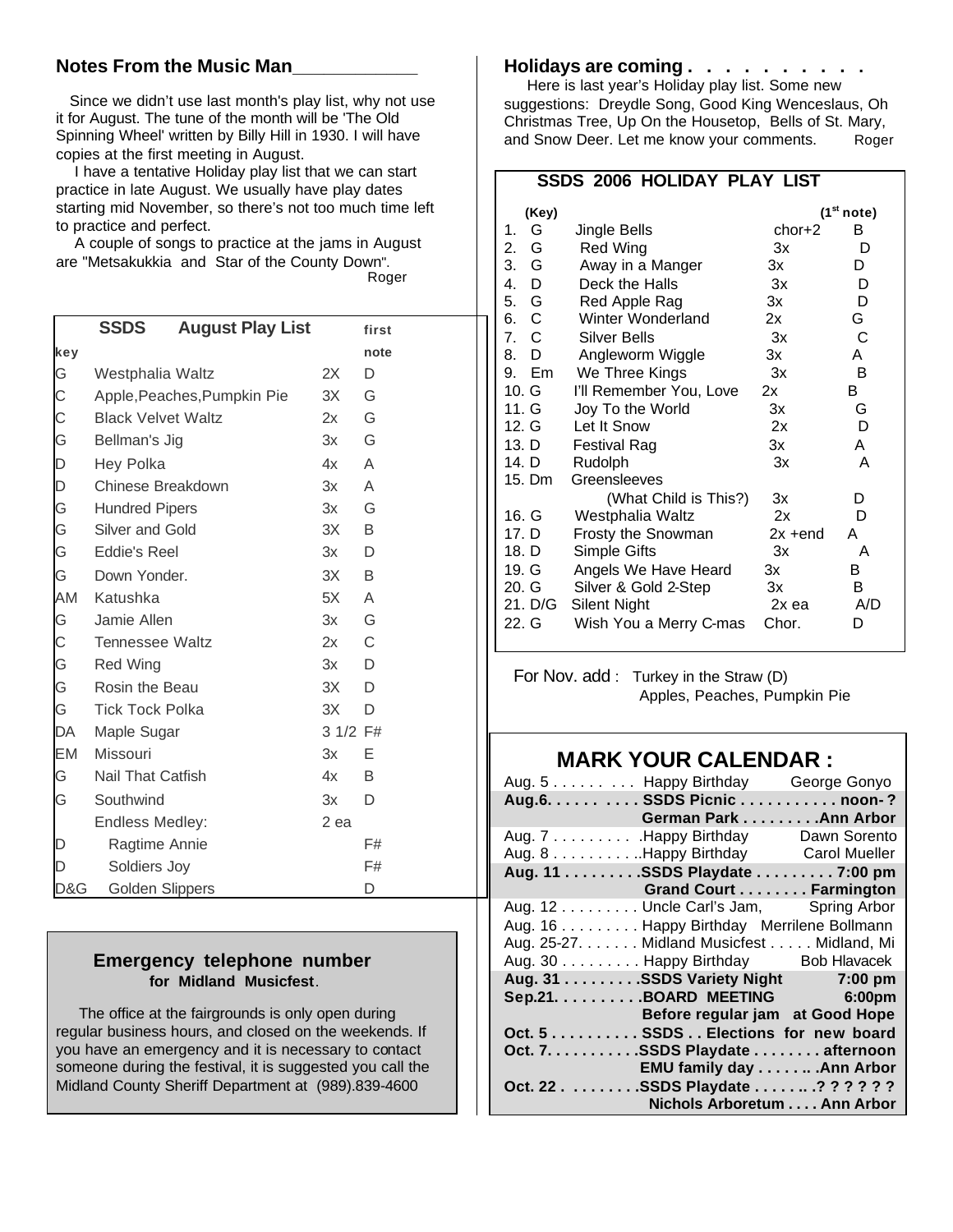## Notes From the Music Man

Since we didn't use last month's play list, why not use it for August. The tune of the month will be 'The Old Spinning Wheel' written by Billy Hill in 1930. I will have copies at the first meeting in August.

I have a tentative Holiday play list that we can start practice in late August. We usually have play dates starting mid November, so there's not too much time left to practice and perfect.

A couple of songs to practice at the jams in August are "Metsakukkia and Star of the County Down".

Roger

| key | SSDS August Play List | | first note |
|---|---|---|---|
| G | Westphalia Waltz | 2X | D |
| C | Apple,Peaches,Pumpkin Pie | 3X | G |
| C | Black Velvet Waltz | 2x | G |
| G | Bellman's Jig | 3x | G |
| D | Hey Polka | 4x | A |
| D | Chinese Breakdown | 3x | A |
| G | Hundred Pipers | 3x | G |
| G | Silver and Gold | 3X | B |
| G | Eddie's Reel | 3x | D |
| G | Down Yonder. | 3X | B |
| AM | Katushka | 5X | A |
| G | Jamie Allen | 3x | G |
| C | Tennessee Waltz | 2x | C |
| G | Red Wing | 3x | D |
| G | Rosin the Beau | 3X | D |
| G | Tick Tock Polka | 3X | D |
| DA | Maple Sugar | 3 1/2 | F# |
| EM | Missouri | 3x | E |
| G | Nail That Catfish | 4x | B |
| G | Southwind | 3x | D |
| | Endless Medley: | 2 ea | |
| D | Ragtime Annie | | F# |
| D | Soldiers Joy | | F# |
| D&G | Golden Slippers | | D |

### Emergency telephone number for Midland Musicfest.

The office at the fairgrounds is only open during regular business hours, and closed on the weekends. If you have an emergency and it is necessary to contact someone during the festival, it is suggested you call the Midland County Sheriff Department at (989).839-4600

## Holidays are coming . . . . . . . . . . .

Here is last year's Holiday play list. Some new suggestions: Dreydle Song, Good King Wenceslaus, Oh Christmas Tree, Up On the Housetop, Bells of St. Mary, and Snow Deer. Let me know your comments. Roger

### SSDS 2006 HOLIDAY PLAY LIST

| | (Key) | | | (1st note) |
|---|---|---|---|---|
| 1. | G | Jingle Bells | chor+2 | B |
| 2. | G | Red Wing | 3x | D |
| 3. | G | Away in a Manger | 3x | D |
| 4. | D | Deck the Halls | 3x | D |
| 5. | G | Red Apple Rag | 3x | D |
| 6. | C | Winter Wonderland | 2x | G |
| 7. | C | Silver Bells | 3x | C |
| 8. | D | Angleworm Wiggle | 3x | A |
| 9. | Em | We Three Kings | 3x | B |
| 10. | G | I'll Remember You, Love | 2x | B |
| 11. | G | Joy To the World | 3x | G |
| 12. | G | Let It Snow | 2x | D |
| 13. | D | Festival Rag | 3x | A |
| 14. | D | Rudolph | 3x | A |
| 15. | Dm | Greensleeves (What Child is This?) | 3x | D |
| 16. | G | Westphalia Waltz | 2x | D |
| 17. | D | Frosty the Snowman | 2x +end | A |
| 18. | D | Simple Gifts | 3x | A |
| 19. | G | Angels We Have Heard | 3x | B |
| 20. | G | Silver & Gold 2-Step | 3x | B |
| 21. | D/G | Silent Night | 2x ea | A/D |
| 22. | G | Wish You a Merry C-mas | Chor. | D |

For Nov. add : Turkey in the Straw (D)
Apples, Peaches, Pumpkin Pie

## MARK YOUR CALENDAR :

Aug. 5 . . . . . . . . . Happy Birthday George Gonyo
**Aug.6. . . . . . . . . . SSDS Picnic . . . . . . . . . . . noon- ?**
**German Park . . . . . . . . .Ann Arbor**
Aug. 7 . . . . . . . . . .Happy Birthday Dawn Sorento
Aug. 8 . . . . . . . . . ..Happy Birthday Carol Mueller
**Aug. 11 . . . . . . . . .SSDS Playdate . . . . . . . . . 7:00 pm**
**Grand Court . . . . . . . . Farmington**
Aug. 12 . . . . . . . . . Uncle Carl's Jam, Spring Arbor
Aug. 16 . . . . . . . . . Happy Birthday Merrilene Bollmann
Aug. 25-27. . . . . . . Midland Musicfest . . . . . Midland, Mi
Aug. 30 . . . . . . . . . Happy Birthday Bob Hlavacek
**Aug. 31 . . . . . . . . .SSDS Variety Night 7:00 pm**
**Sep.21. . . . . . . . . .BOARD MEETING 6:00pm**
**Before regular jam at Good Hope**
**Oct. 5 . . . . . . . . . . SSDS . . Elections for new board**
**Oct. 7. . . . . . . . . . .SSDS Playdate . . . . . . . . afternoon**
**EMU family day . . . . . . .Ann Arbor**
**Oct. 22 . . . . . . . . .SSDS Playdate . . . . . . .? ? ? ? ? ?**
**Nichols Arboretum . . . . Ann Arbor**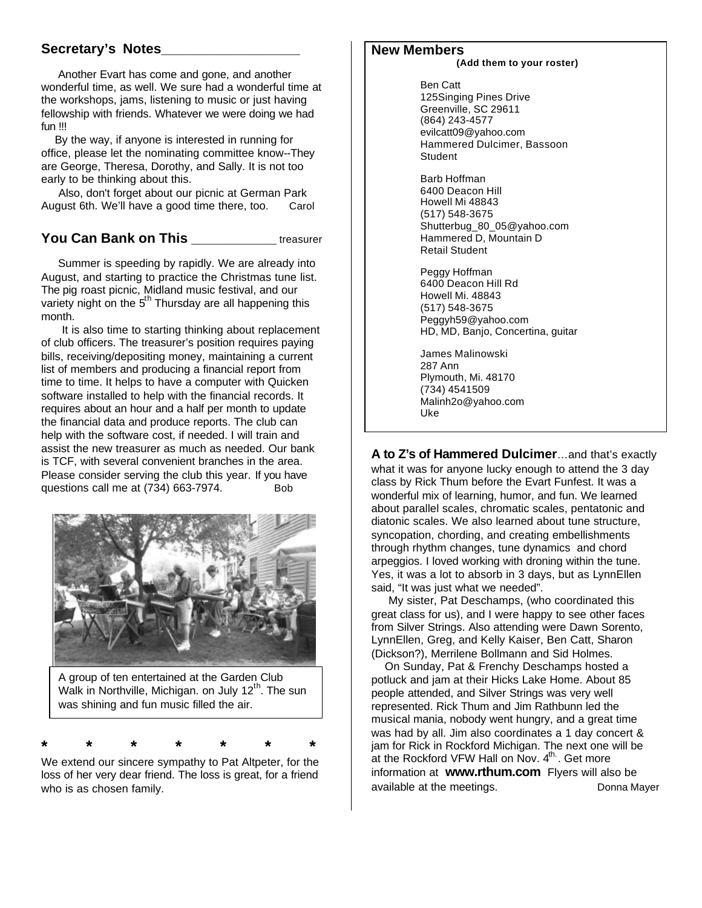## Secretary's Notes

Another Evart has come and gone, and another wonderful time, as well. We sure had a wonderful time at the workshops, jams, listening to music or just having fellowship with friends. Whatever we were doing we had fun !!!

By the way, if anyone is interested in running for office, please let the nominating committee know--They are George, Theresa, Dorothy, and Sally. It is not too early to be thinking about this.

Also, don't forget about our picnic at German Park August 6th. We'll have a good time there, too. Carol

## You Can Bank on This ____________ treasurer

Summer is speeding by rapidly. We are already into August, and starting to practice the Christmas tune list. The pig roast picnic, Midland music festival, and our variety night on the 5th Thursday are all happening this month.

It is also time to starting thinking about replacement of club officers. The treasurer's position requires paying bills, receiving/depositing money, maintaining a current list of members and producing a financial report from time to time. It helps to have a computer with Quicken software installed to help with the financial records. It requires about an hour and a half per month to update the financial data and produce reports. The club can help with the software cost, if needed. I will train and assist the new treasurer as much as needed. Our bank is TCF, with several convenient branches in the area. Please consider serving the club this year. If you have questions call me at (734) 663-7974. Bob

A group of ten entertained at the Garden Club Walk in Northville, Michigan. on July 12th. The sun was shining and fun music filled the air.

\* \* \* \* \* \* \*

We extend our sincere sympathy to Pat Altpeter, for the loss of her very dear friend. The loss is great, for a friend who is as chosen family.

## New Members

**(Add them to your roster)**

Ben Catt
125Singing Pines Drive
Greenville, SC 29611
(864) 243-4577
evilcatt09@yahoo.com
Hammered Dulcimer, Bassoon
Student

Barb Hoffman
6400 Deacon Hill
Howell Mi 48843
(517) 548-3675
Shutterbug_80_05@yahoo.com
Hammered D, Mountain D
Retail Student

Peggy Hoffman
6400 Deacon Hill Rd
Howell Mi. 48843
(517) 548-3675
Peggyh59@yahoo.com
HD, MD, Banjo, Concertina, guitar

James Malinowski
287 Ann
Plymouth, Mi. 48170
(734) 4541509
Malinh2o@yahoo.com
Uke

**A to Z's of Hammered Dulcimer**…and that's exactly what it was for anyone lucky enough to attend the 3 day class by Rick Thum before the Evart Funfest. It was a wonderful mix of learning, humor, and fun. We learned about parallel scales, chromatic scales, pentatonic and diatonic scales. We also learned about tune structure, syncopation, chording, and creating embellishments through rhythm changes, tune dynamics and chord arpeggios. I loved working with droning within the tune. Yes, it was a lot to absorb in 3 days, but as LynnEllen said, "It was just what we needed".

My sister, Pat Deschamps, (who coordinated this great class for us), and I were happy to see other faces from Silver Strings. Also attending were Dawn Sorento, LynnEllen, Greg, and Kelly Kaiser, Ben Catt, Sharon (Dickson?), Merrilene Bollmann and Sid Holmes.

On Sunday, Pat & Frenchy Deschamps hosted a potluck and jam at their Hicks Lake Home. About 85 people attended, and Silver Strings was very well represented. Rick Thum and Jim Rathbunn led the musical mania, nobody went hungry, and a great time was had by all. Jim also coordinates a 1 day concert & jam for Rick in Rockford Michigan. The next one will be at the Rockford VFW Hall on Nov. 4th. Get more information at **www.rthum.com** Flyers will also be available at the meetings. Donna Mayer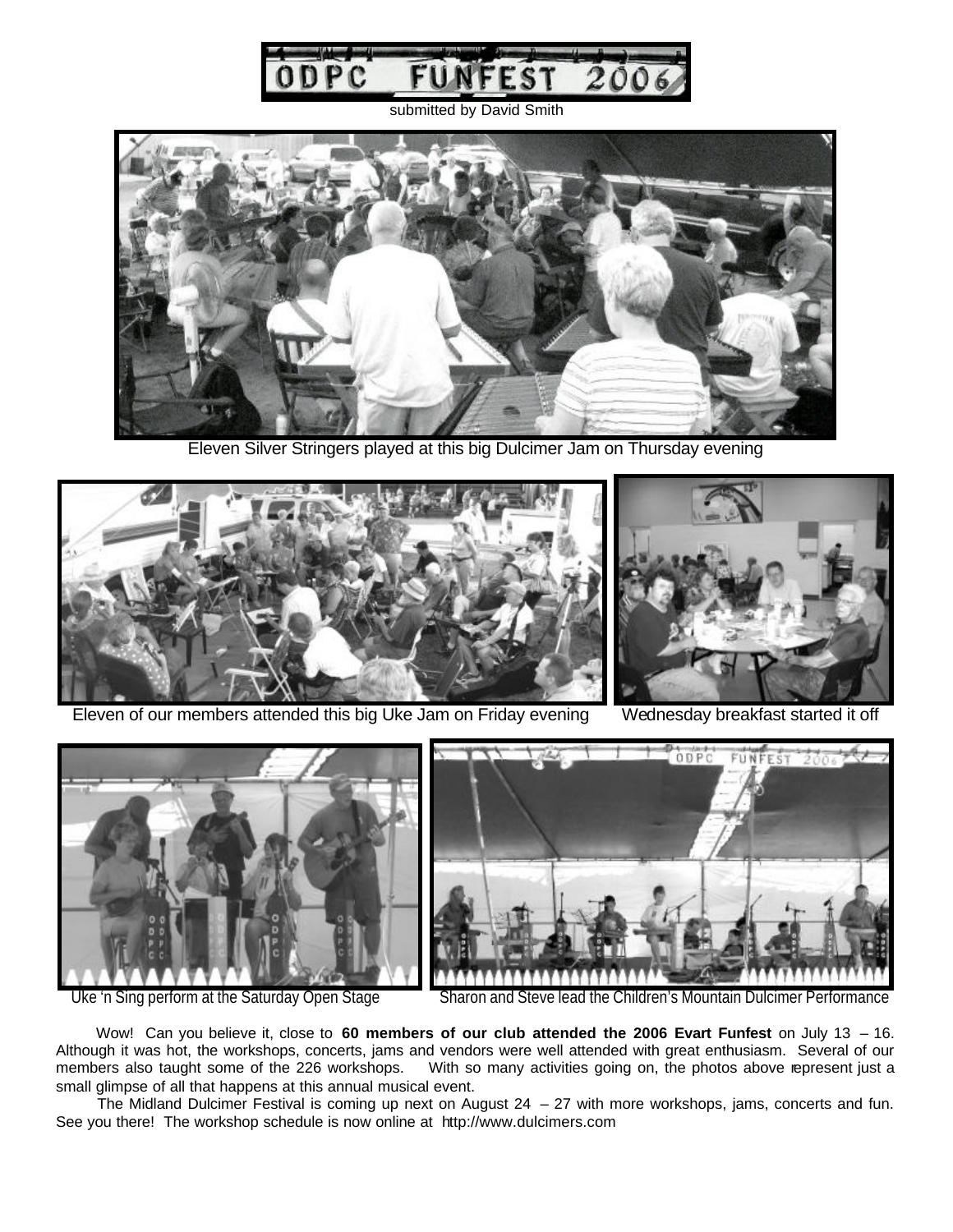# ODPC FUNFEST 2006

submitted by David Smith

Eleven Silver Stringers played at this big Dulcimer Jam on Thursday evening

Eleven of our members attended this big Uke Jam on Friday evening

Wednesday breakfast started it off

Uke 'n Sing perform at the Saturday Open Stage

Sharon and Steve lead the Children's Mountain Dulcimer Performance

Wow! Can you believe it, close to **60 members of our club attended the 2006 Evart Funfest** on July 13 – 16. Although it was hot, the workshops, concerts, jams and vendors were well attended with great enthusiasm. Several of our members also taught some of the 226 workshops. With so many activities going on, the photos above represent just a small glimpse of all that happens at this annual musical event.

The Midland Dulcimer Festival is coming up next on August 24 – 27 with more workshops, jams, concerts and fun. See you there! The workshop schedule is now online at http://www.dulcimers.com